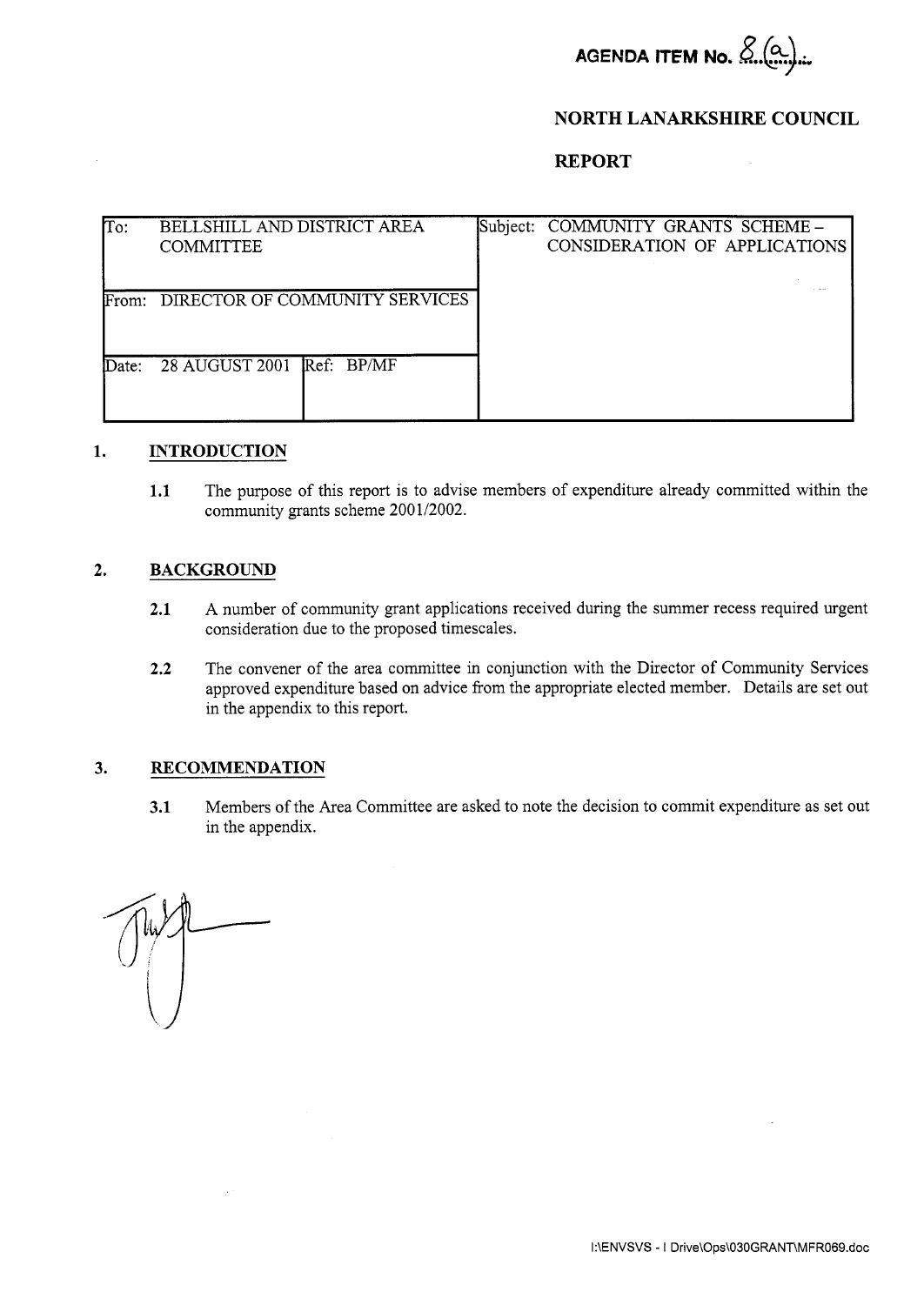AGENDA ITEM No. 8.(a)

**NORTH LANARKSHIRE COUNCIL**

**REPORT**

| To: BELLSHILL AND DISTRICT AREA COMMITTEE | | Subject: COMMUNITY GRANTS SCHEME – CONSIDERATION OF APPLICATIONS |
|---|---|---|
| From: DIRECTOR OF COMMUNITY SERVICES | | |
| Date: 28 AUGUST 2001 | Ref: BP/MF | |

## 1. INTRODUCTION

**1.1** The purpose of this report is to advise members of expenditure already committed within the community grants scheme 2001/2002.

## 2. BACKGROUND

**2.1** A number of community grant applications received during the summer recess required urgent consideration due to the proposed timescales.

**2.2** The convener of the area committee in conjunction with the Director of Community Services approved expenditure based on advice from the appropriate elected member. Details are set out in the appendix to this report.

## 3. RECOMMENDATION

**3.1** Members of the Area Committee are asked to note the decision to commit expenditure as set out in the appendix.

I:\ENVSVS - I Drive\Ops\030GRANT\MFR069.doc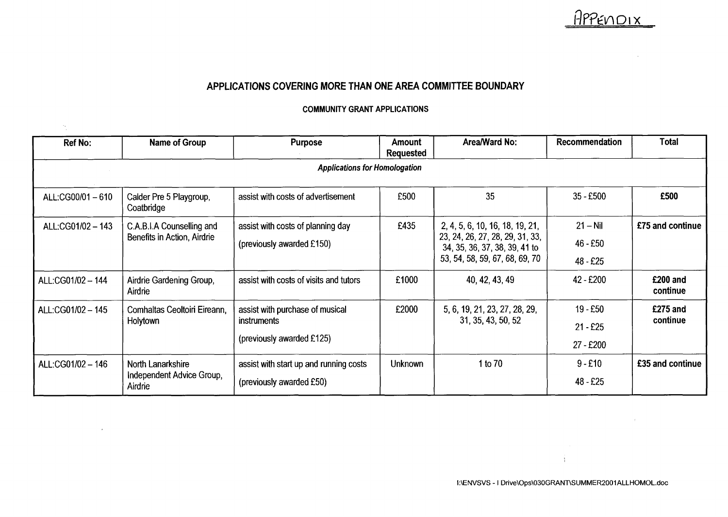APPENDIX

## APPLICATIONS COVERING MORE THAN ONE AREA COMMITTEE BOUNDARY

### COMMUNITY GRANT APPLICATIONS

| Ref No: | Name of Group | Purpose | Amount Requested | Area/Ward No: | Recommendation | Total |
|---|---|---|---|---|---|---|
| *Applications for Homologation* | | | | | | |
| ALL:CG00/01 – 610 | Calder Pre 5 Playgroup, Coatbridge | assist with costs of advertisement | £500 | 35 | 35 - £500 | **£500** |
| ALL:CG01/02 – 143 | C.A.B.I.A Counselling and Benefits in Action, Airdrie | assist with costs of planning day<br>(previously awarded £150) | £435 | 2, 4, 5, 6, 10, 16, 18, 19, 21, 23, 24, 26, 27, 28, 29, 31, 33, 34, 35, 36, 37, 38, 39, 41 to 53, 54, 58, 59, 67, 68, 69, 70 | 21 – Nil<br>46 - £50<br>48 - £25 | **£75 and continue** |
| ALL:CG01/02 – 144 | Airdrie Gardening Group, Airdrie | assist with costs of visits and tutors | £1000 | 40, 42, 43, 49 | 42 - £200 | **£200 and continue** |
| ALL:CG01/02 – 145 | Comhaltas Ceoltoiri Eireann, Holytown | assist with purchase of musical instruments<br>(previously awarded £125) | £2000 | 5, 6, 19, 21, 23, 27, 28, 29, 31, 35, 43, 50, 52 | 19 - £50<br>21 - £25<br>27 - £200 | **£275 and continue** |
| ALL:CG01/02 – 146 | North Lanarkshire Independent Advice Group, Airdrie | assist with start up and running costs<br>(previously awarded £50) | Unknown | 1 to 70 | 9 - £10<br>48 - £25 | **£35 and continue** |

I:\ENVSVS - I Drive\Ops\030GRANT\SUMMER2001ALLHOMOL.doc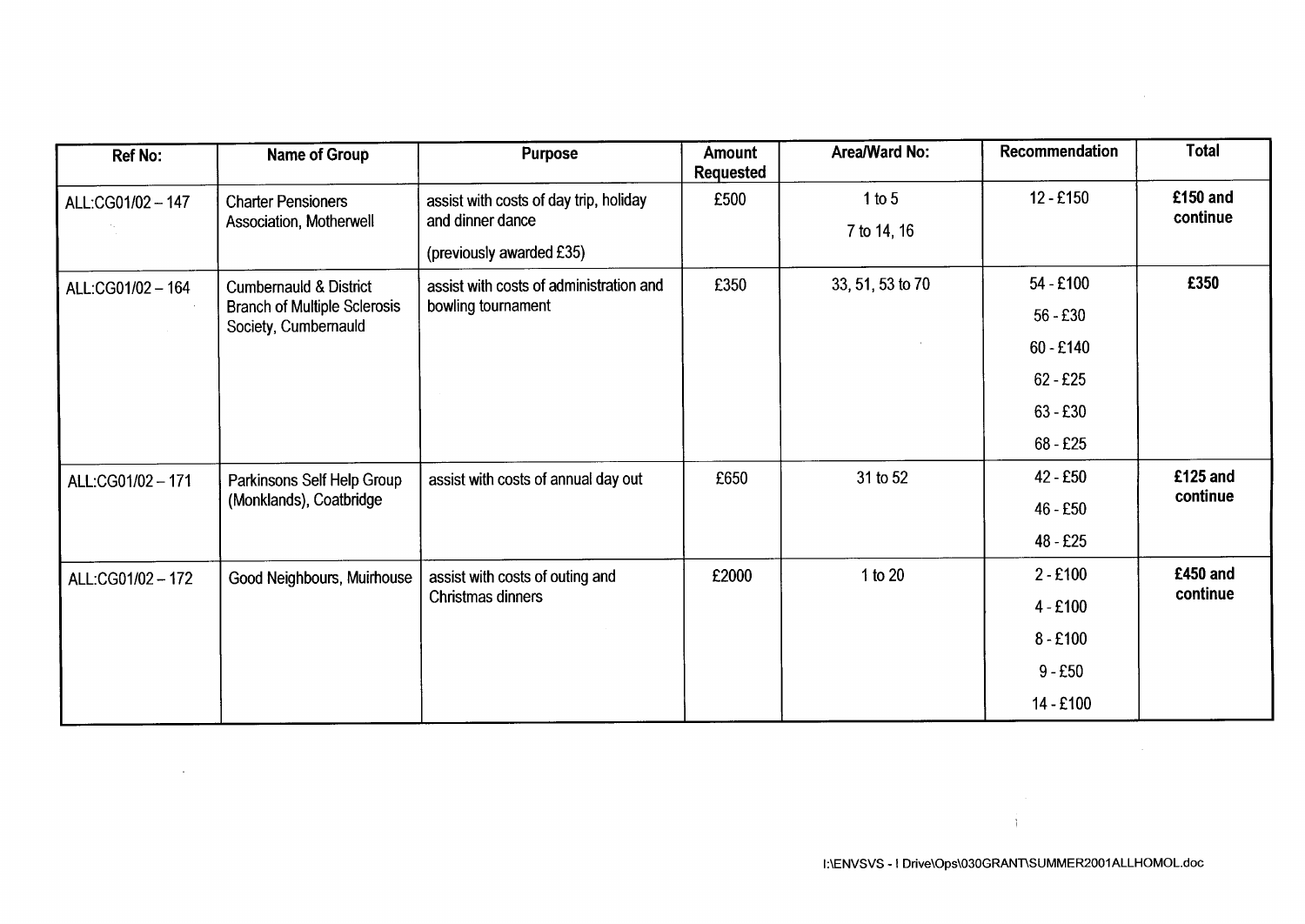| Ref No: | Name of Group | Purpose | Amount Requested | Area/Ward No: | Recommendation | Total |
|---|---|---|---|---|---|---|
| ALL:CG01/02 – 147 | Charter Pensioners Association, Motherwell | assist with costs of day trip, holiday and dinner dance<br>(previously awarded £35) | £500 | 1 to 5<br>7 to 14, 16 | 12 - £150 | **£150 and continue** |
| ALL:CG01/02 – 164 | Cumbernauld & District Branch of Multiple Sclerosis Society, Cumbernauld | assist with costs of administration and bowling tournament | £350 | 33, 51, 53 to 70 | 54 - £100<br>56 - £30<br>60 - £140<br>62 - £25<br>63 - £30<br>68 - £25 | **£350** |
| ALL:CG01/02 – 171 | Parkinsons Self Help Group (Monklands), Coatbridge | assist with costs of annual day out | £650 | 31 to 52 | 42 - £50<br>46 - £50<br>48 - £25 | **£125 and continue** |
| ALL:CG01/02 – 172 | Good Neighbours, Muirhouse | assist with costs of outing and Christmas dinners | £2000 | 1 to 20 | 2 - £100<br>4 - £100<br>8 - £100<br>9 - £50<br>14 - £100 | **£450 and continue** |

I:\ENVSVS - I Drive\Ops\030GRANT\SUMMER2001ALLHOMOL.doc